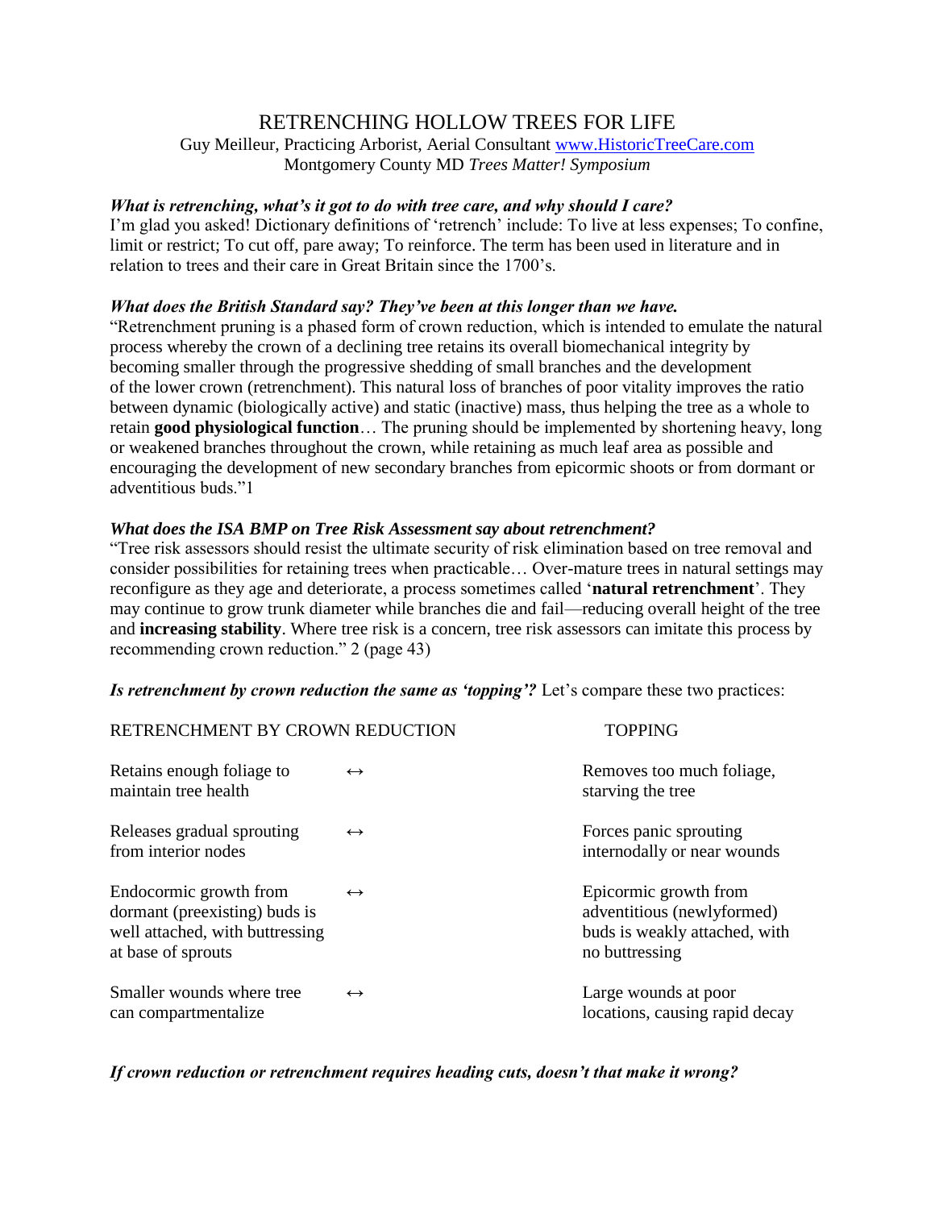# RETRENCHING HOLLOW TREES FOR LIFE

Guy Meilleur, Practicing Arborist, Aerial Consultant [www.HistoricTreeCare.com](http://www.HistoricTreeCare.com)
Montgomery County MD *Trees Matter! Symposium*

***What is retrenching, what's it got to do with tree care, and why should I care?***

I'm glad you asked! Dictionary definitions of 'retrench' include: To live at less expenses; To confine, limit or restrict; To cut off, pare away; To reinforce. The term has been used in literature and in relation to trees and their care in Great Britain since the 1700's.

***What does the British Standard say? They've been at this longer than we have.***

"Retrenchment pruning is a phased form of crown reduction, which is intended to emulate the natural process whereby the crown of a declining tree retains its overall biomechanical integrity by becoming smaller through the progressive shedding of small branches and the development of the lower crown (retrenchment). This natural loss of branches of poor vitality improves the ratio between dynamic (biologically active) and static (inactive) mass, thus helping the tree as a whole to retain **good physiological function**… The pruning should be implemented by shortening heavy, long or weakened branches throughout the crown, while retaining as much leaf area as possible and encouraging the development of new secondary branches from epicormic shoots or from dormant or adventitious buds."1

***What does the ISA BMP on Tree Risk Assessment say about retrenchment?***

"Tree risk assessors should resist the ultimate security of risk elimination based on tree removal and consider possibilities for retaining trees when practicable… Over-mature trees in natural settings may reconfigure as they age and deteriorate, a process sometimes called '**natural retrenchment**'. They may continue to grow trunk diameter while branches die and fail—reducing overall height of the tree and **increasing stability**. Where tree risk is a concern, tree risk assessors can imitate this process by recommending crown reduction." 2 (page 43)

***Is retrenchment by crown reduction the same as 'topping'?*** Let's compare these two practices:

| RETRENCHMENT BY CROWN REDUCTION | | TOPPING |
|---|---|---|
| Retains enough foliage to maintain tree health | ↔ | Removes too much foliage, starving the tree |
| Releases gradual sprouting from interior nodes | ↔ | Forces panic sprouting internodally or near wounds |
| Endocormic growth from dormant (preexisting) buds is well attached, with buttressing at base of sprouts | ↔ | Epicormic growth from adventitious (newlyformed) buds is weakly attached, with no buttressing |
| Smaller wounds where tree can compartmentalize | ↔ | Large wounds at poor locations, causing rapid decay |

***If crown reduction or retrenchment requires heading cuts, doesn't that make it wrong?***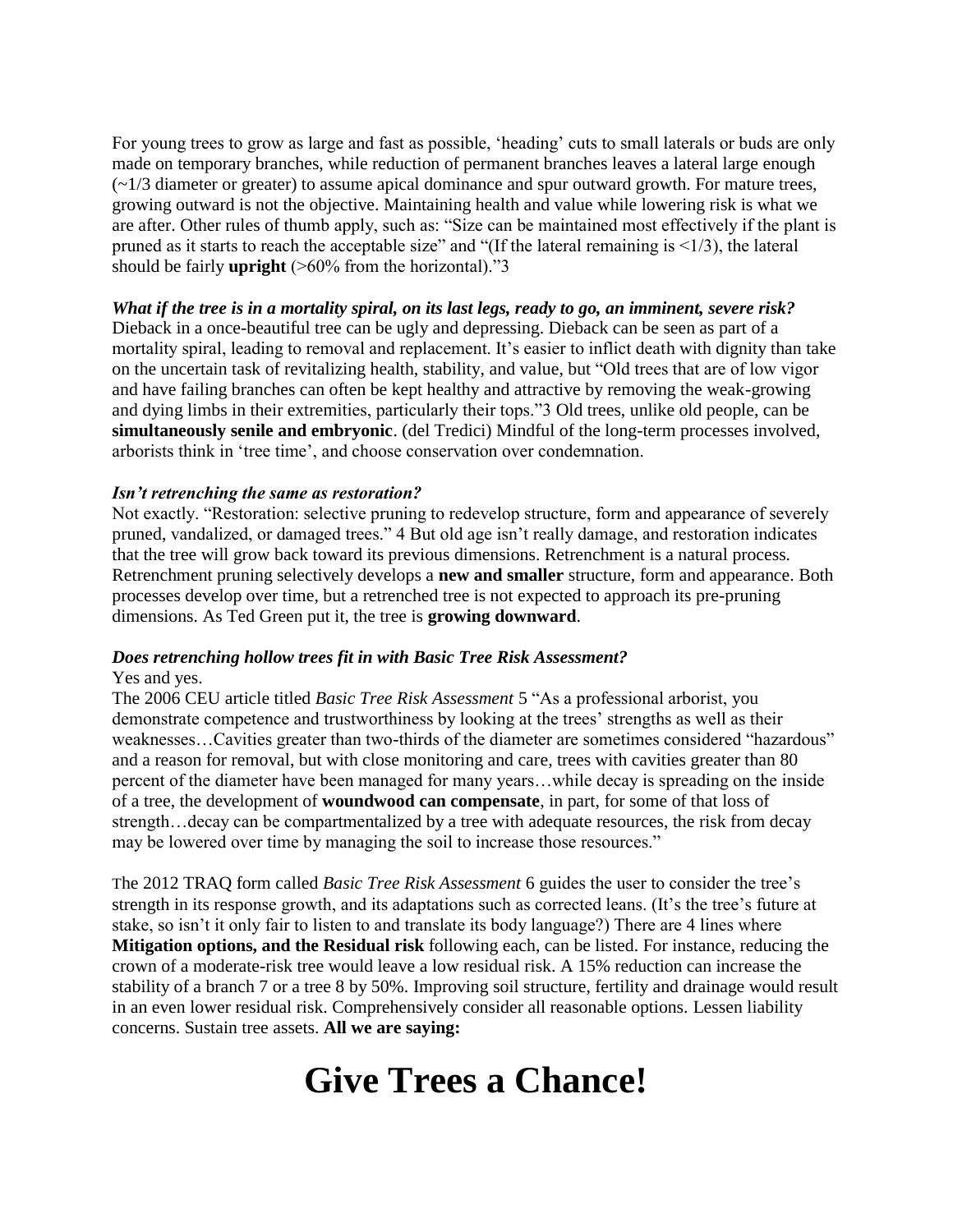For young trees to grow as large and fast as possible, ‘heading’ cuts to small laterals or buds are only made on temporary branches, while reduction of permanent branches leaves a lateral large enough (~1/3 diameter or greater) to assume apical dominance and spur outward growth. For mature trees, growing outward is not the objective. Maintaining health and value while lowering risk is what we are after. Other rules of thumb apply, such as: “Size can be maintained most effectively if the plant is pruned as it starts to reach the acceptable size” and “(If the lateral remaining is <1/3), the lateral should be fairly **upright** (>60% from the horizontal).”3

***What if the tree is in a mortality spiral, on its last legs, ready to go, an imminent, severe risk?***
Dieback in a once-beautiful tree can be ugly and depressing. Dieback can be seen as part of a mortality spiral, leading to removal and replacement. It’s easier to inflict death with dignity than take on the uncertain task of revitalizing health, stability, and value, but “Old trees that are of low vigor and have failing branches can often be kept healthy and attractive by removing the weak-growing and dying limbs in their extremities, particularly their tops.”3 Old trees, unlike old people, can be **simultaneously senile and embryonic**. (del Tredici) Mindful of the long-term processes involved, arborists think in ‘tree time’, and choose conservation over condemnation.

***Isn’t retrenching the same as restoration?***
Not exactly. “Restoration: selective pruning to redevelop structure, form and appearance of severely pruned, vandalized, or damaged trees.” 4 But old age isn’t really damage, and restoration indicates that the tree will grow back toward its previous dimensions. Retrenchment is a natural process. Retrenchment pruning selectively develops a **new and smaller** structure, form and appearance. Both processes develop over time, but a retrenched tree is not expected to approach its pre-pruning dimensions. As Ted Green put it, the tree is **growing downward**.

***Does retrenching hollow trees fit in with Basic Tree Risk Assessment?***
Yes and yes.
The 2006 CEU article titled *Basic Tree Risk Assessment* 5 “As a professional arborist, you demonstrate competence and trustworthiness by looking at the trees’ strengths as well as their weaknesses…Cavities greater than two-thirds of the diameter are sometimes considered “hazardous” and a reason for removal, but with close monitoring and care, trees with cavities greater than 80 percent of the diameter have been managed for many years…while decay is spreading on the inside of a tree, the development of **woundwood can compensate**, in part, for some of that loss of strength…decay can be compartmentalized by a tree with adequate resources, the risk from decay may be lowered over time by managing the soil to increase those resources.”

The 2012 TRAQ form called *Basic Tree Risk Assessment* 6 guides the user to consider the tree’s strength in its response growth, and its adaptations such as corrected leans. (It’s the tree’s future at stake, so isn’t it only fair to listen to and translate its body language?) There are 4 lines where **Mitigation options, and the Residual risk** following each, can be listed. For instance, reducing the crown of a moderate-risk tree would leave a low residual risk. A 15% reduction can increase the stability of a branch 7 or a tree 8 by 50%. Improving soil structure, fertility and drainage would result in an even lower residual risk. Comprehensively consider all reasonable options. Lessen liability concerns. Sustain tree assets. **All we are saying:**

# Give Trees a Chance!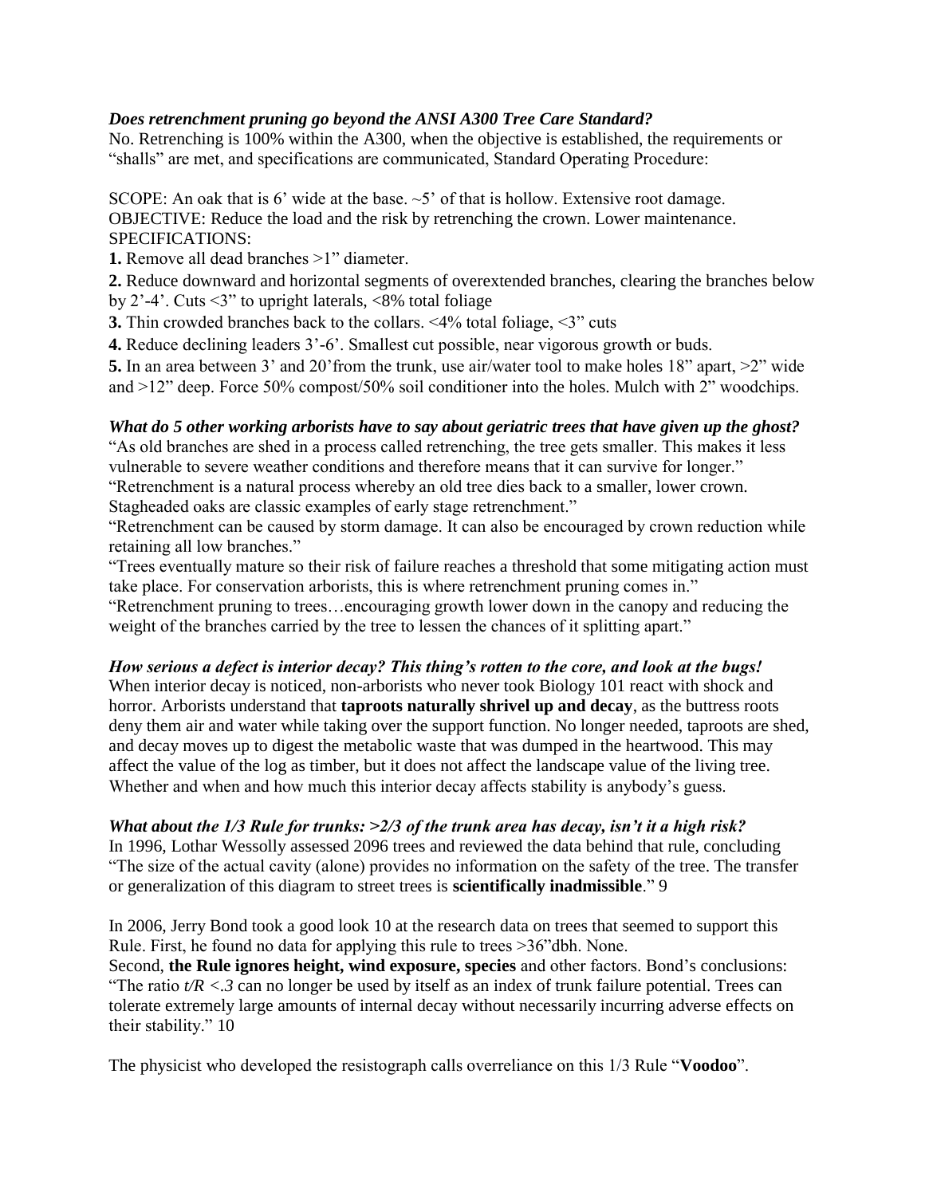***Does retrenchment pruning go beyond the ANSI A300 Tree Care Standard?***

No. Retrenching is 100% within the A300, when the objective is established, the requirements or "shalls" are met, and specifications are communicated, Standard Operating Procedure:

SCOPE: An oak that is 6' wide at the base. ~5' of that is hollow. Extensive root damage.
OBJECTIVE: Reduce the load and the risk by retrenching the crown. Lower maintenance.
SPECIFICATIONS:

**1.** Remove all dead branches >1" diameter.

**2.** Reduce downward and horizontal segments of overextended branches, clearing the branches below by 2'-4'. Cuts <3" to upright laterals, <8% total foliage

**3.** Thin crowded branches back to the collars. <4% total foliage, <3" cuts

**4.** Reduce declining leaders 3'-6'. Smallest cut possible, near vigorous growth or buds.

**5.** In an area between 3' and 20'from the trunk, use air/water tool to make holes 18" apart, >2" wide and >12" deep. Force 50% compost/50% soil conditioner into the holes. Mulch with 2" woodchips.

***What do 5 other working arborists have to say about geriatric trees that have given up the ghost?***

"As old branches are shed in a process called retrenching, the tree gets smaller. This makes it less vulnerable to severe weather conditions and therefore means that it can survive for longer."

"Retrenchment is a natural process whereby an old tree dies back to a smaller, lower crown. Stagheaded oaks are classic examples of early stage retrenchment."

"Retrenchment can be caused by storm damage. It can also be encouraged by crown reduction while retaining all low branches."

"Trees eventually mature so their risk of failure reaches a threshold that some mitigating action must take place. For conservation arborists, this is where retrenchment pruning comes in."

"Retrenchment pruning to trees…encouraging growth lower down in the canopy and reducing the weight of the branches carried by the tree to lessen the chances of it splitting apart."

***How serious a defect is interior decay? This thing's rotten to the core, and look at the bugs!***

When interior decay is noticed, non-arborists who never took Biology 101 react with shock and horror. Arborists understand that **taproots naturally shrivel up and decay**, as the buttress roots deny them air and water while taking over the support function. No longer needed, taproots are shed, and decay moves up to digest the metabolic waste that was dumped in the heartwood. This may affect the value of the log as timber, but it does not affect the landscape value of the living tree. Whether and when and how much this interior decay affects stability is anybody's guess.

***What about the 1/3 Rule for trunks: >2/3 of the trunk area has decay, isn't it a high risk?***

In 1996, Lothar Wessolly assessed 2096 trees and reviewed the data behind that rule, concluding "The size of the actual cavity (alone) provides no information on the safety of the tree. The transfer or generalization of this diagram to street trees is **scientifically inadmissible**." 9

In 2006, Jerry Bond took a good look 10 at the research data on trees that seemed to support this Rule. First, he found no data for applying this rule to trees >36"dbh. None.
Second, **the Rule ignores height, wind exposure, species** and other factors. Bond's conclusions: "The ratio $t/R < .3$ can no longer be used by itself as an index of trunk failure potential. Trees can tolerate extremely large amounts of internal decay without necessarily incurring adverse effects on their stability." 10

The physicist who developed the resistograph calls overreliance on this 1/3 Rule "**Voodoo**".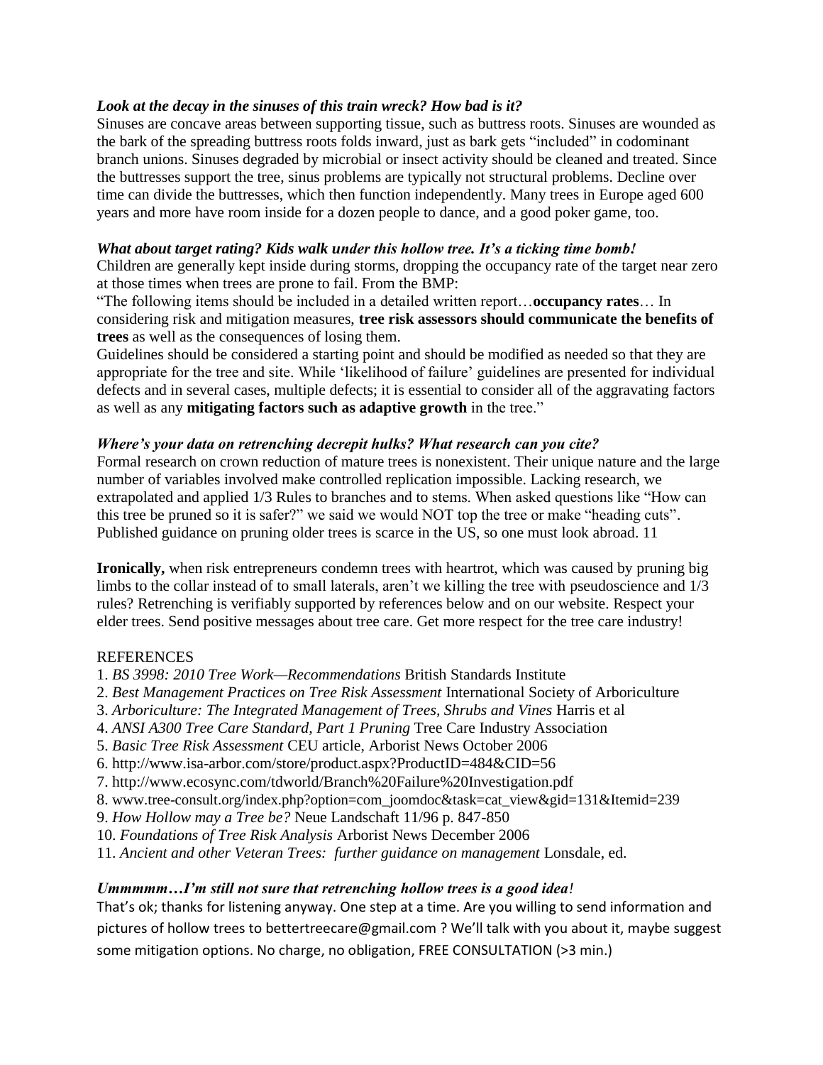***Look at the decay in the sinuses of this train wreck? How bad is it?***

Sinuses are concave areas between supporting tissue, such as buttress roots. Sinuses are wounded as the bark of the spreading buttress roots folds inward, just as bark gets "included" in codominant branch unions. Sinuses degraded by microbial or insect activity should be cleaned and treated. Since the buttresses support the tree, sinus problems are typically not structural problems. Decline over time can divide the buttresses, which then function independently. Many trees in Europe aged 600 years and more have room inside for a dozen people to dance, and a good poker game, too.

***What about target rating? Kids walk under this hollow tree. It's a ticking time bomb!***

Children are generally kept inside during storms, dropping the occupancy rate of the target near zero at those times when trees are prone to fail. From the BMP:

"The following items should be included in a detailed written report…**occupancy rates**… In considering risk and mitigation measures, **tree risk assessors should communicate the benefits of trees** as well as the consequences of losing them.

Guidelines should be considered a starting point and should be modified as needed so that they are appropriate for the tree and site. While 'likelihood of failure' guidelines are presented for individual defects and in several cases, multiple defects; it is essential to consider all of the aggravating factors as well as any **mitigating factors such as adaptive growth** in the tree."

***Where's your data on retrenching decrepit hulks? What research can you cite?***

Formal research on crown reduction of mature trees is nonexistent. Their unique nature and the large number of variables involved make controlled replication impossible. Lacking research, we extrapolated and applied 1/3 Rules to branches and to stems. When asked questions like "How can this tree be pruned so it is safer?" we said we would NOT top the tree or make "heading cuts". Published guidance on pruning older trees is scarce in the US, so one must look abroad. 11

**Ironically,** when risk entrepreneurs condemn trees with heartrot, which was caused by pruning big limbs to the collar instead of to small laterals, aren't we killing the tree with pseudoscience and 1/3 rules? Retrenching is verifiably supported by references below and on our website. Respect your elder trees. Send positive messages about tree care. Get more respect for the tree care industry!

REFERENCES

1. *BS 3998: 2010 Tree Work—Recommendations* British Standards Institute
2. *Best Management Practices on Tree Risk Assessment* International Society of Arboriculture
3. *Arboriculture: The Integrated Management of Trees, Shrubs and Vines* Harris et al
4. *ANSI A300 Tree Care Standard, Part 1 Pruning* Tree Care Industry Association
5. *Basic Tree Risk Assessment* CEU article, Arborist News October 2006
6. http://www.isa-arbor.com/store/product.aspx?ProductID=484&CID=56
7. http://www.ecosync.com/tdworld/Branch%20Failure%20Investigation.pdf
8. www.tree-consult.org/index.php?option=com_joomdoc&task=cat_view&gid=131&Itemid=239
9. *How Hollow may a Tree be?* Neue Landschaft 11/96 p. 847-850
10. *Foundations of Tree Risk Analysis* Arborist News December 2006
11. *Ancient and other Veteran Trees: further guidance on management* Lonsdale, ed.

***Ummmmm…I'm still not sure that retrenching hollow trees is a good idea!***

That's ok; thanks for listening anyway. One step at a time. Are you willing to send information and pictures of hollow trees to bettertreecare@gmail.com ? We'll talk with you about it, maybe suggest some mitigation options. No charge, no obligation, FREE CONSULTATION (>3 min.)